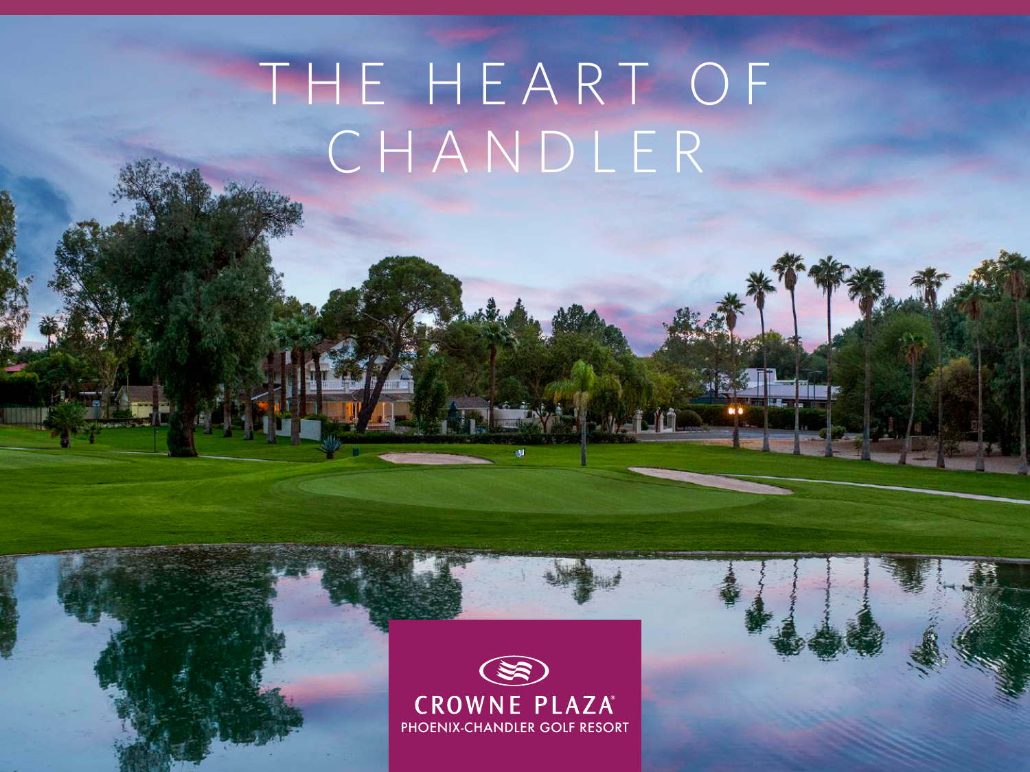# THE HEART OF CHANDLER

CROWNE PLAZA®
PHOENIX-CHANDLER GOLF RESORT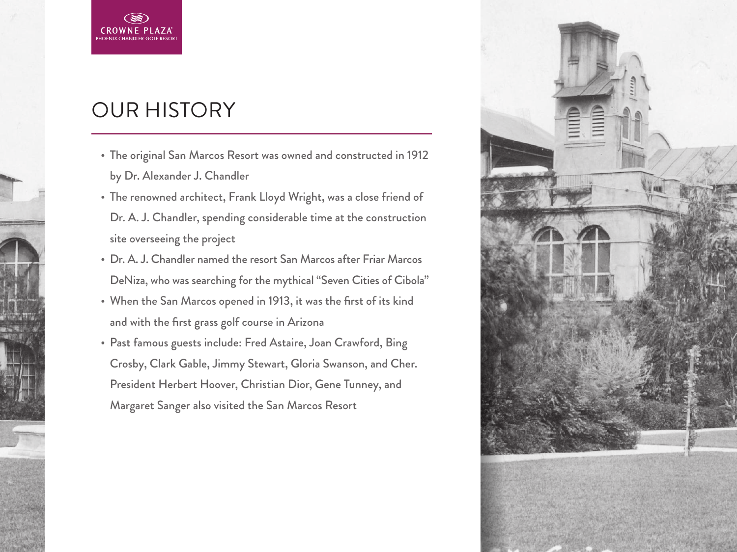CROWNE PLAZA
PHOENIX-CHANDLER GOLF RESORT

# OUR HISTORY

- The original San Marcos Resort was owned and constructed in 1912 by Dr. Alexander J. Chandler
- The renowned architect, Frank Lloyd Wright, was a close friend of Dr. A. J. Chandler, spending considerable time at the construction site overseeing the project
- Dr. A. J. Chandler named the resort San Marcos after Friar Marcos DeNiza, who was searching for the mythical "Seven Cities of Cibola"
- When the San Marcos opened in 1913, it was the first of its kind and with the first grass golf course in Arizona
- Past famous guests include: Fred Astaire, Joan Crawford, Bing Crosby, Clark Gable, Jimmy Stewart, Gloria Swanson, and Cher. President Herbert Hoover, Christian Dior, Gene Tunney, and Margaret Sanger also visited the San Marcos Resort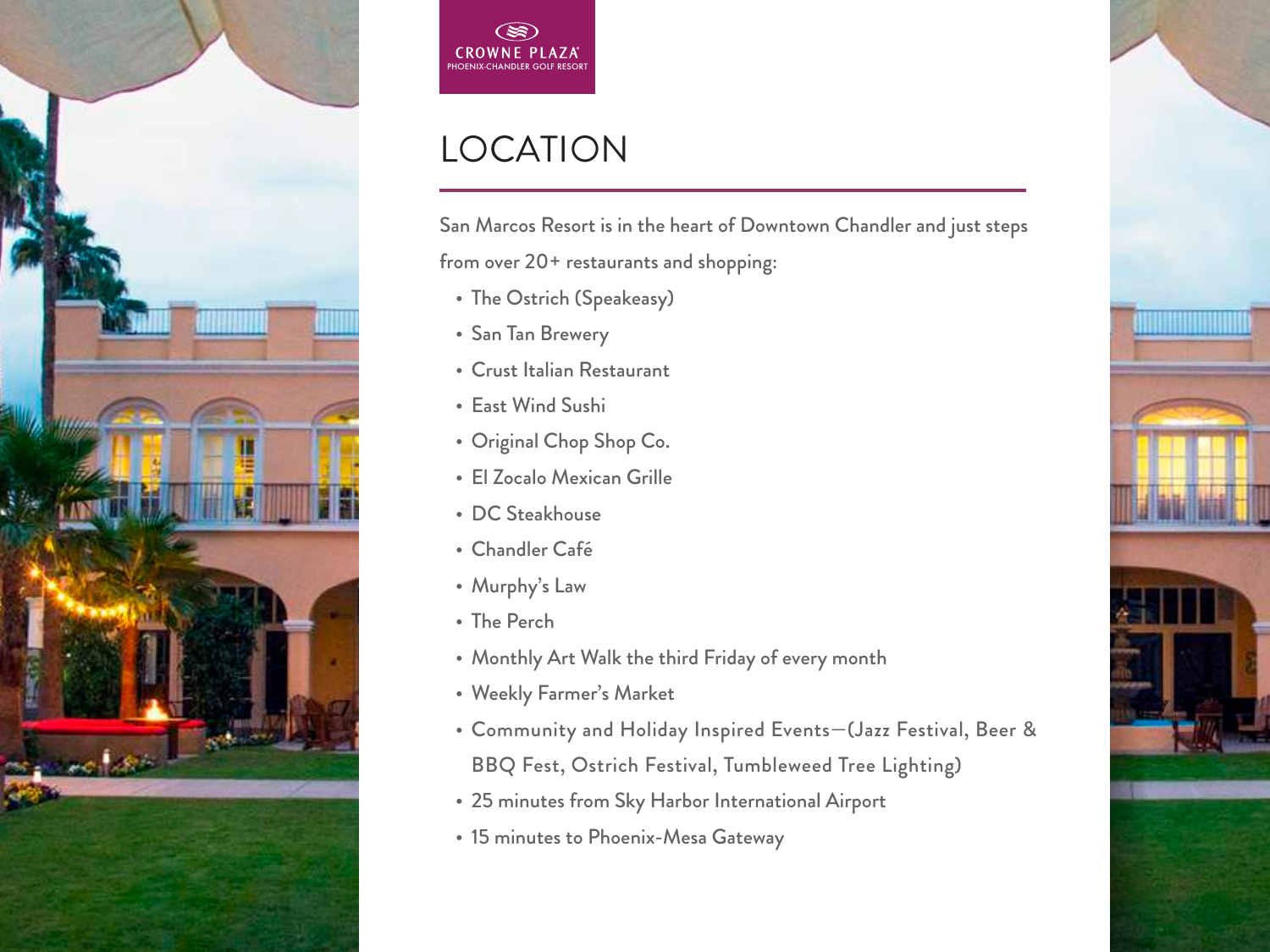CROWNE PLAZA
PHOENIX-CHANDLER GOLF RESORT

# LOCATION

San Marcos Resort is in the heart of Downtown Chandler and just steps from over 20+ restaurants and shopping:

- The Ostrich (Speakeasy)
- San Tan Brewery
- Crust Italian Restaurant
- East Wind Sushi
- Original Chop Shop Co.
- El Zocalo Mexican Grille
- DC Steakhouse
- Chandler Café
- Murphy's Law
- The Perch
- Monthly Art Walk the third Friday of every month
- Weekly Farmer's Market
- Community and Holiday Inspired Events—(Jazz Festival, Beer & BBQ Fest, Ostrich Festival, Tumbleweed Tree Lighting)
- 25 minutes from Sky Harbor International Airport
- 15 minutes to Phoenix-Mesa Gateway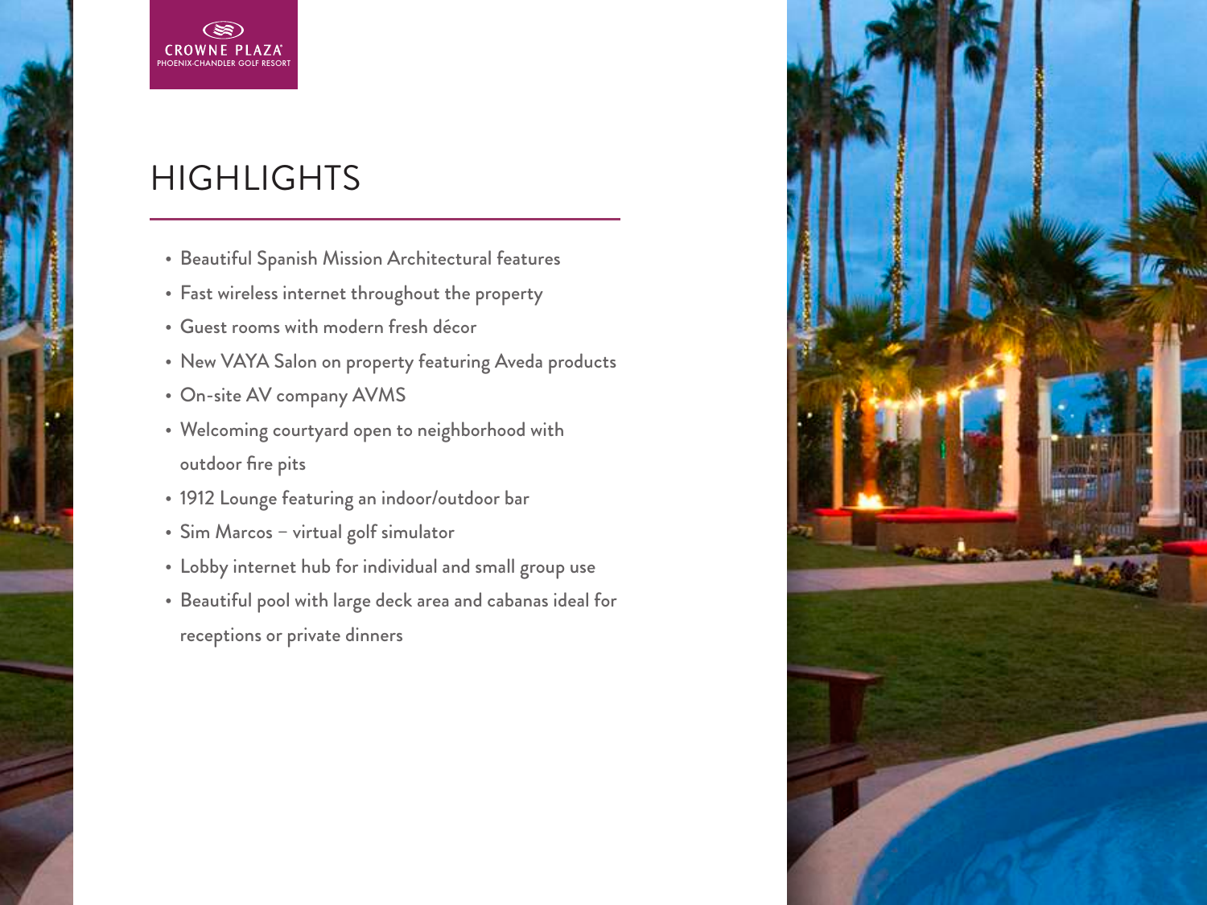CROWNE PLAZA
PHOENIX-CHANDLER GOLF RESORT

# HIGHLIGHTS

- Beautiful Spanish Mission Architectural features
- Fast wireless internet throughout the property
- Guest rooms with modern fresh décor
- New VAYA Salon on property featuring Aveda products
- On-site AV company AVMS
- Welcoming courtyard open to neighborhood with outdoor fire pits
- 1912 Lounge featuring an indoor/outdoor bar
- Sim Marcos – virtual golf simulator
- Lobby internet hub for individual and small group use
- Beautiful pool with large deck area and cabanas ideal for receptions or private dinners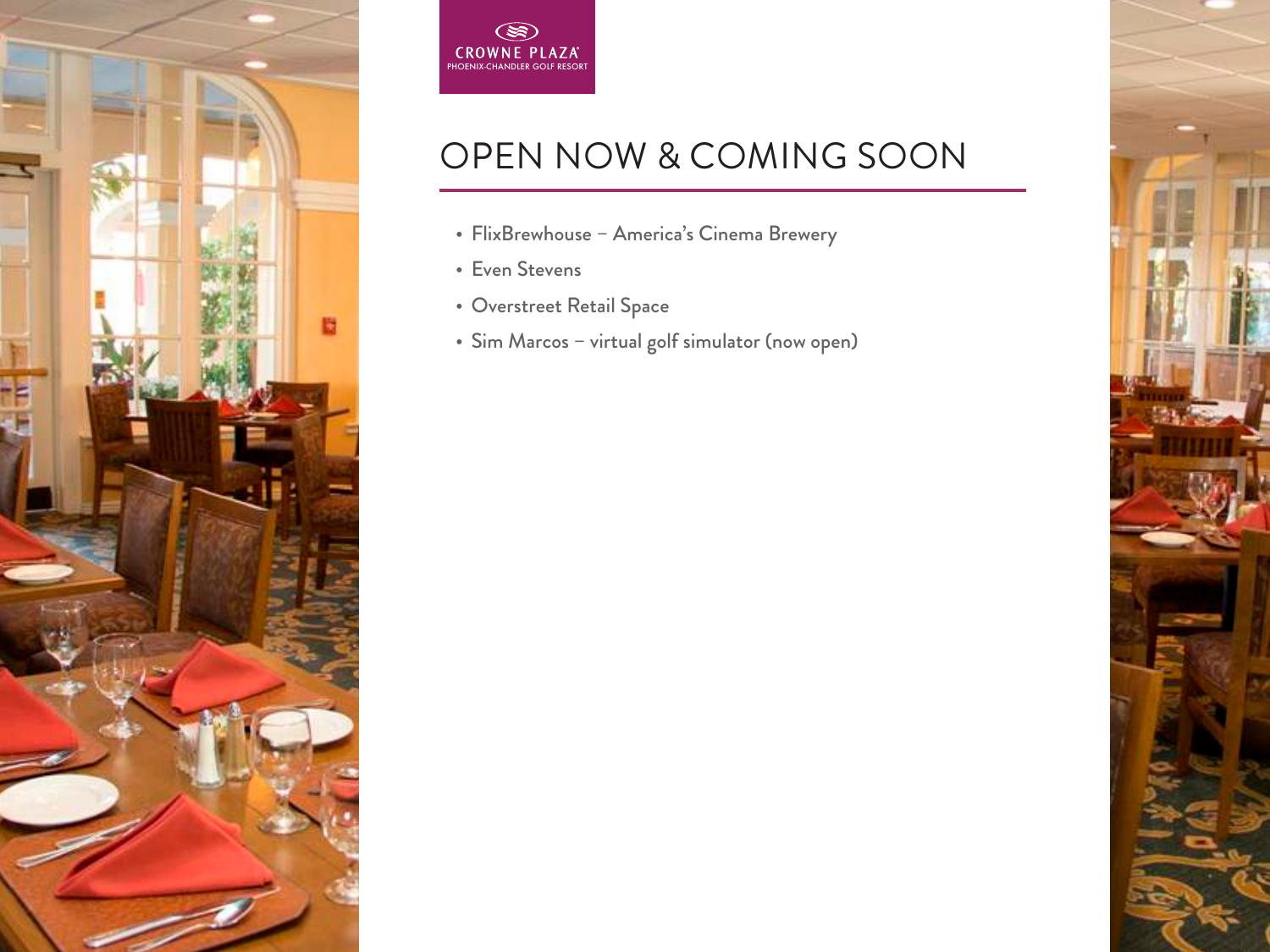CROWNE PLAZA
PHOENIX-CHANDLER GOLF RESORT

# OPEN NOW & COMING SOON

- FlixBrewhouse – America's Cinema Brewery
- Even Stevens
- Overstreet Retail Space
- Sim Marcos – virtual golf simulator (now open)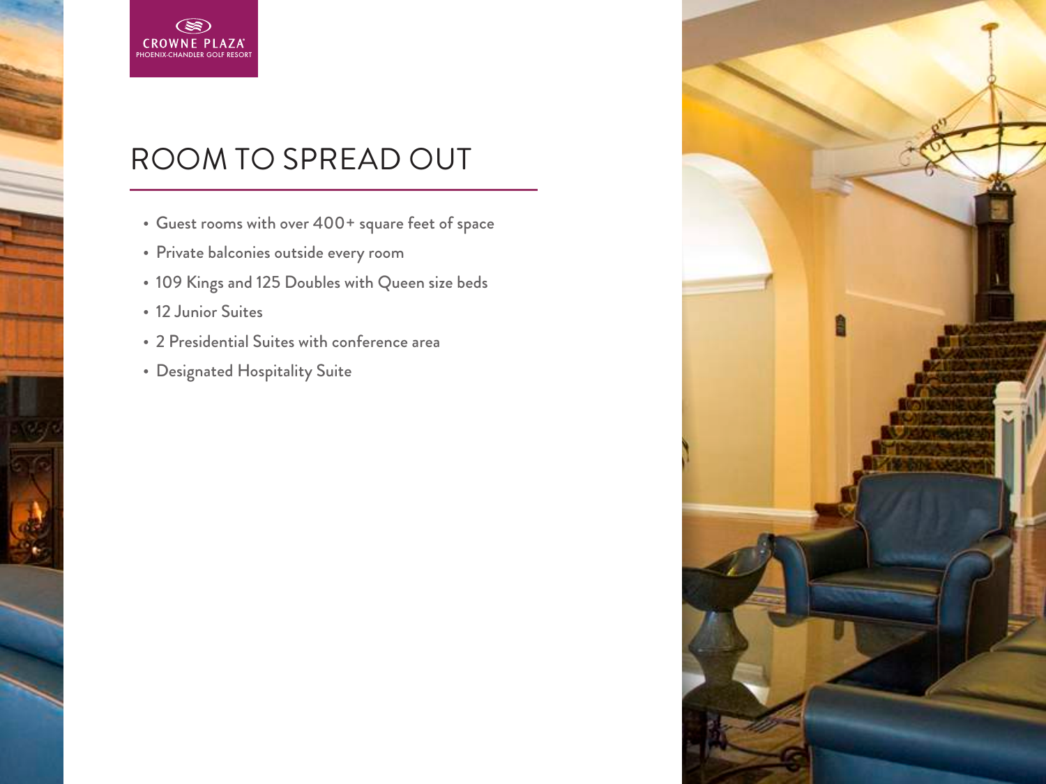CROWNE PLAZA
PHOENIX-CHANDLER GOLF RESORT

# ROOM TO SPREAD OUT

- Guest rooms with over 400+ square feet of space
- Private balconies outside every room
- 109 Kings and 125 Doubles with Queen size beds
- 12 Junior Suites
- 2 Presidential Suites with conference area
- Designated Hospitality Suite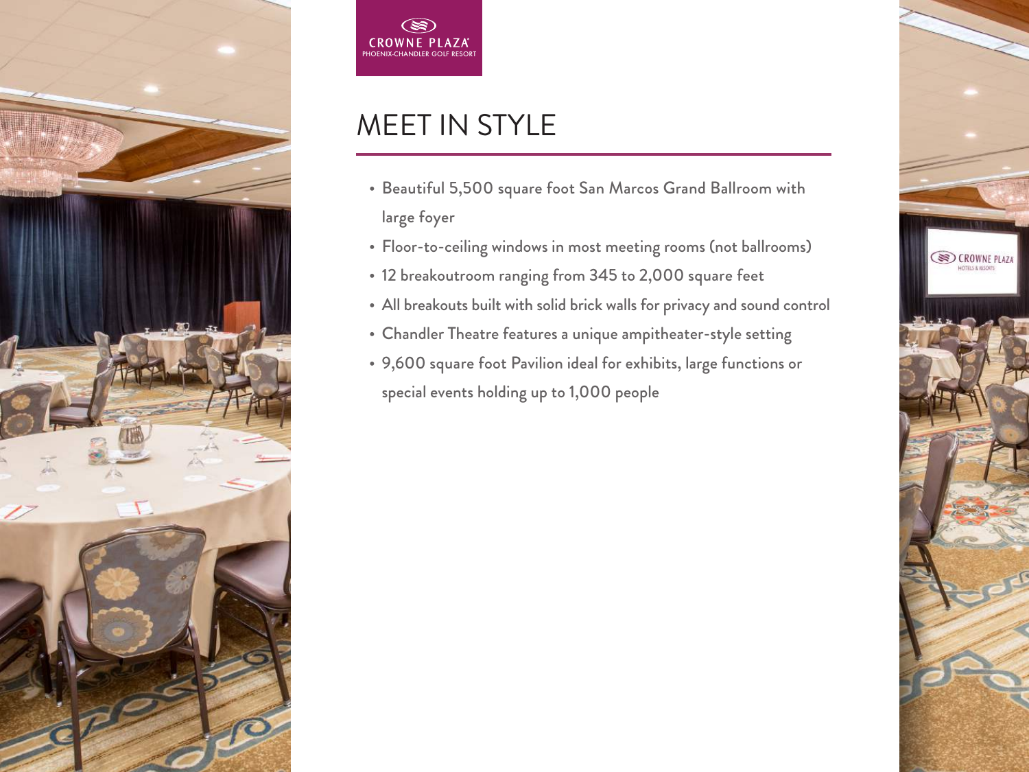CROWNE PLAZA
PHOENIX-CHANDLER GOLF RESORT

# MEET IN STYLE

- Beautiful 5,500 square foot San Marcos Grand Ballroom with large foyer
- Floor-to-ceiling windows in most meeting rooms (not ballrooms)
- 12 breakoutroom ranging from 345 to 2,000 square feet
- All breakouts built with solid brick walls for privacy and sound control
- Chandler Theatre features a unique ampitheater-style setting
- 9,600 square foot Pavilion ideal for exhibits, large functions or special events holding up to 1,000 people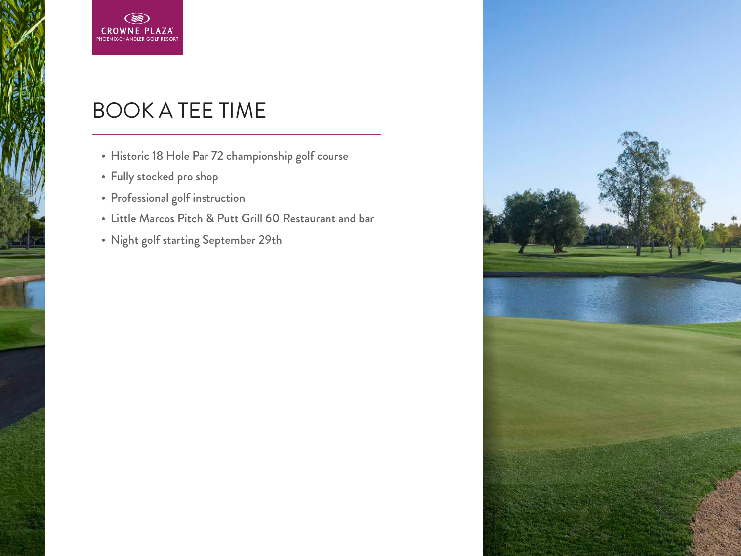CROWNE PLAZA
PHOENIX-CHANDLER GOLF RESORT

# BOOK A TEE TIME

- Historic 18 Hole Par 72 championship golf course
- Fully stocked pro shop
- Professional golf instruction
- Little Marcos Pitch & Putt Grill 60 Restaurant and bar
- Night golf starting September 29th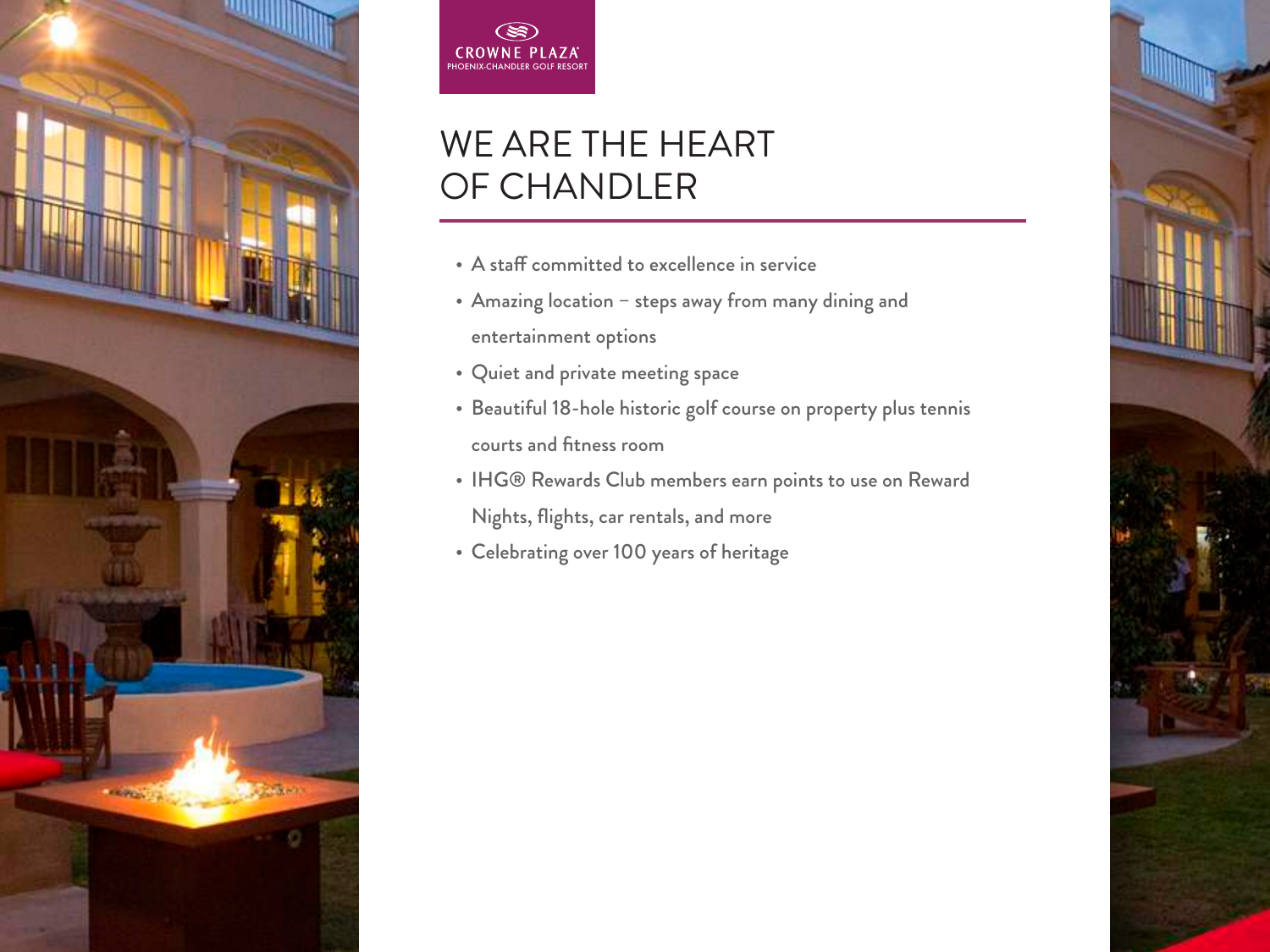CROWNE PLAZA®
PHOENIX-CHANDLER GOLF RESORT

# WE ARE THE HEART OF CHANDLER

- A staff committed to excellence in service
- Amazing location – steps away from many dining and entertainment options
- Quiet and private meeting space
- Beautiful 18-hole historic golf course on property plus tennis courts and fitness room
- IHG® Rewards Club members earn points to use on Reward Nights, flights, car rentals, and more
- Celebrating over 100 years of heritage